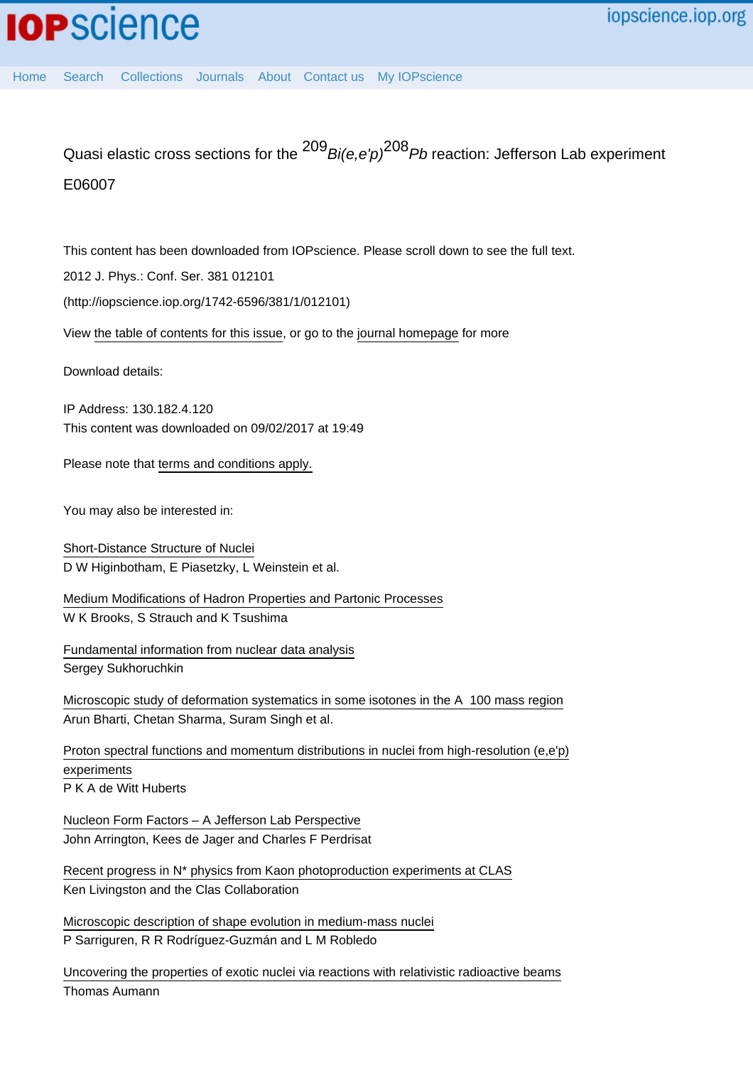# Quasi elastic cross sections for the $^{209}Bi(e,e'p)^{208}Pb$ reaction: Jefferson Lab experiment E06007

This content has been downloaded from IOPscience. Please scroll down to see the full text.

2012 J. Phys.: Conf. Ser. 381 012101

(http://iopscience.iop.org/1742-6596/381/1/012101)

View the table of contents for this issue, or go to the journal homepage for more

Download details:

IP Address: 130.182.4.120

This content was downloaded on 09/02/2017 at 19:49

Please note that terms and conditions apply.

You may also be interested in:

Short-Distance Structure of Nuclei
D W Higinbotham, E Piasetzky, L Weinstein et al.

Medium Modifications of Hadron Properties and Partonic Processes
W K Brooks, S Strauch and K Tsushima

Fundamental information from nuclear data analysis
Sergey Sukhoruchkin

Microscopic study of deformation systematics in some isotones in the A 100 mass region
Arun Bharti, Chetan Sharma, Suram Singh et al.

Proton spectral functions and momentum distributions in nuclei from high-resolution (e,e'p) experiments
P K A de Witt Huberts

Nucleon Form Factors – A Jefferson Lab Perspective
John Arrington, Kees de Jager and Charles F Perdrisat

Recent progress in N* physics from Kaon photoproduction experiments at CLAS
Ken Livingston and the Clas Collaboration

Microscopic description of shape evolution in medium-mass nuclei
P Sarriguren, R R Rodríguez-Guzmán and L M Robledo

Uncovering the properties of exotic nuclei via reactions with relativistic radioactive beams
Thomas Aumann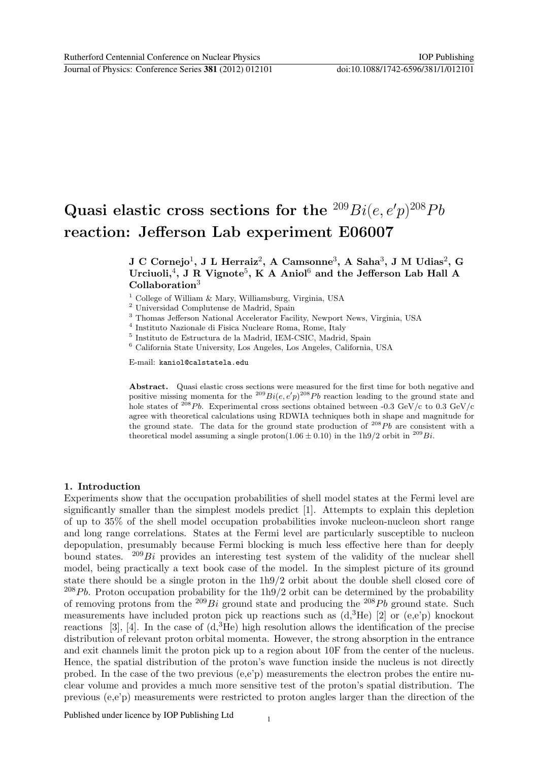# Quasi elastic cross sections for the $^{209}Bi(e,e'p)^{208}Pb$ reaction: Jefferson Lab experiment E06007

**J C Cornejo[1], J L Herraiz[2], A Camsonne[3], A Saha[3], J M Udias[2], G Urciuoli,[4], J R Vignote[5], K A Aniol[6] and the Jefferson Lab Hall A Collaboration[3]**

[1] College of William & Mary, Williamsburg, Virginia, USA
[2] Universidad Complutense de Madrid, Spain
[3] Thomas Jefferson National Accelerator Facility, Newport News, Virginia, USA
[4] Instituto Nazionale di Fisica Nucleare Roma, Rome, Italy
[5] Instituto de Estructura de la Madrid, IEM-CSIC, Madrid, Spain
[6] California State University, Los Angeles, Los Angeles, California, USA

E-mail: kaniol@calstatela.edu

**Abstract.** Quasi elastic cross sections were measured for the first time for both negative and positive missing momenta for the $^{209}Bi(e,e'p)^{208}Pb$ reaction leading to the ground state and hole states of $^{208}Pb$. Experimental cross sections obtained between -0.3 GeV/c to 0.3 GeV/c agree with theoretical calculations using RDWIA techniques both in shape and magnitude for the ground state. The data for the ground state production of $^{208}Pb$ are consistent with a theoretical model assuming a single proton($1.06 \pm 0.10$) in the 1h9/2 orbit in $^{209}Bi$.

## 1. Introduction

Experiments show that the occupation probabilities of shell model states at the Fermi level are significantly smaller than the simplest models predict [1]. Attempts to explain this depletion of up to 35% of the shell model occupation probabilities invoke nucleon-nucleon short range and long range correlations. States at the Fermi level are particularly susceptible to nucleon depopulation, presumably because Fermi blocking is much less effective here than for deeply bound states. $^{209}Bi$ provides an interesting test system of the validity of the nuclear shell model, being practically a text book case of the model. In the simplest picture of its ground state there should be a single proton in the 1h9/2 orbit about the double shell closed core of $^{208}Pb$. Proton occupation probability for the 1h9/2 orbit can be determined by the probability of removing protons from the $^{209}Bi$ ground state and producing the $^{208}Pb$ ground state. Such measurements have included proton pick up reactions such as (d,$^3$He) [2] or (e,e'p) knockout reactions [3], [4]. In the case of (d,$^3$He) high resolution allows the identification of the precise distribution of relevant proton orbital momenta. However, the strong absorption in the entrance and exit channels limit the proton pick up to a region about 10F from the center of the nucleus. Hence, the spatial distribution of the proton's wave function inside the nucleus is not directly probed. In the case of the two previous (e,e'p) measurements the electron probes the entire nuclear volume and provides a much more sensitive test of the proton's spatial distribution. The previous (e,e'p) measurements were restricted to proton angles larger than the direction of the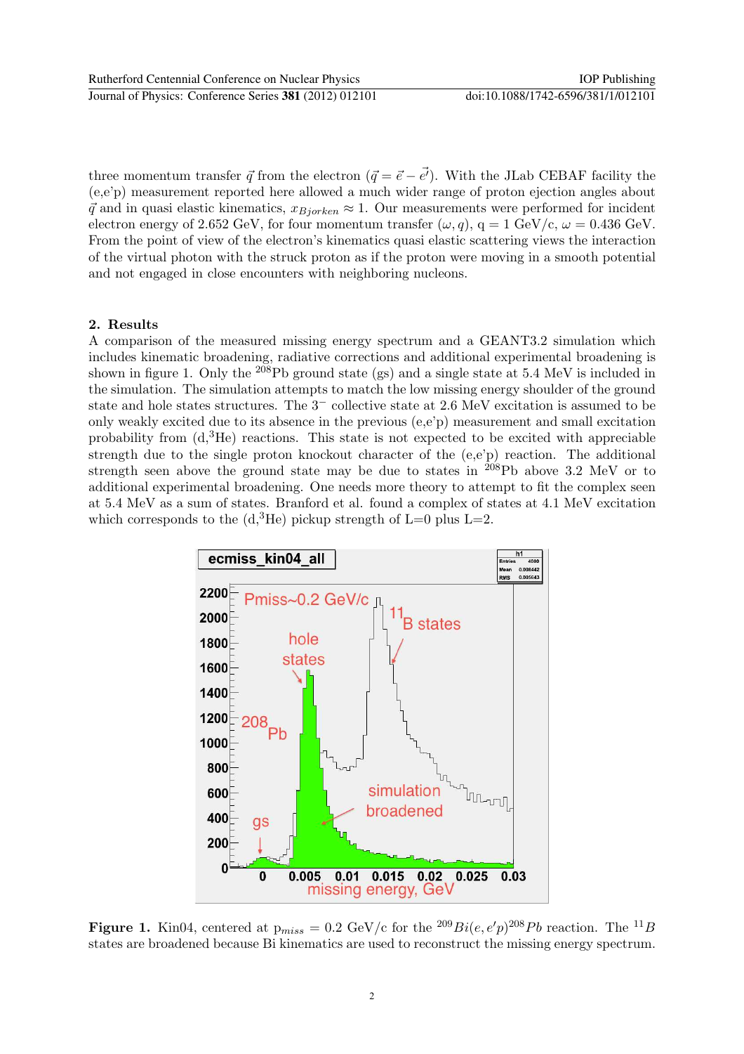three momentum transfer $\vec{q}$ from the electron ($\vec{q} = \vec{e} - \vec{e'}$). With the JLab CEBAF facility the (e,e'p) measurement reported here allowed a much wider range of proton ejection angles about $\vec{q}$ and in quasi elastic kinematics, $x_{Bjorken} \approx 1$. Our measurements were performed for incident electron energy of 2.652 GeV, for four momentum transfer $(\omega, q)$, q = 1 GeV/c, $\omega$ = 0.436 GeV. From the point of view of the electron's kinematics quasi elastic scattering views the interaction of the virtual photon with the struck proton as if the proton were moving in a smooth potential and not engaged in close encounters with neighboring nucleons.

## 2. Results

A comparison of the measured missing energy spectrum and a GEANT3.2 simulation which includes kinematic broadening, radiative corrections and additional experimental broadening is shown in figure 1. Only the $^{208}$Pb ground state (gs) and a single state at 5.4 MeV is included in the simulation. The simulation attempts to match the low missing energy shoulder of the ground state and hole states structures. The $3^-$ collective state at 2.6 MeV excitation is assumed to be only weakly excited due to its absence in the previous (e,e'p) measurement and small excitation probability from (d,$^3$He) reactions. This state is not expected to be excited with appreciable strength due to the single proton knockout character of the (e,e'p) reaction. The additional strength seen above the ground state may be due to states in $^{208}$Pb above 3.2 MeV or to additional experimental broadening. One needs more theory to attempt to fit the complex seen at 5.4 MeV as a sum of states. Branford et al. found a complex of states at 4.1 MeV excitation which corresponds to the (d,$^3$He) pickup strength of L=0 plus L=2.

**Figure 1.** Kin04, centered at $p_{miss}$ = 0.2 GeV/c for the $^{209}Bi(e,e'p)^{208}Pb$ reaction. The $^{11}B$ states are broadened because Bi kinematics are used to reconstruct the missing energy spectrum.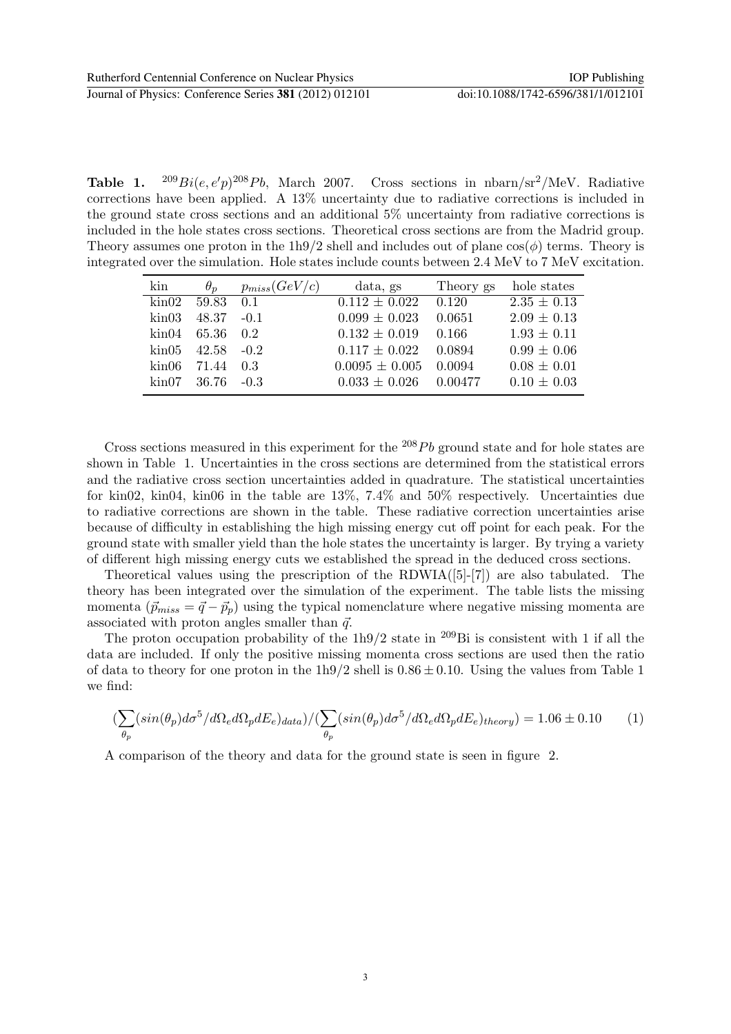**Table 1.** $^{209}Bi(e,e'p)^{208}Pb$, March 2007. Cross sections in nbarn/sr$^2$/MeV. Radiative corrections have been applied. A 13% uncertainty due to radiative corrections is included in the ground state cross sections and an additional 5% uncertainty from radiative corrections is included in the hole states cross sections. Theoretical cross sections are from the Madrid group. Theory assumes one proton in the 1h9/2 shell and includes out of plane $\cos(\phi)$ terms. Theory is integrated over the simulation. Hole states include counts between 2.4 MeV to 7 MeV excitation.

| kin | $\theta_p$ | $p_{miss}(GeV/c)$ | data, gs | Theory gs | hole states |
|---|---|---|---|---|---|
| kin02 | 59.83 | 0.1 | 0.112 ± 0.022 | 0.120 | 2.35 ± 0.13 |
| kin03 | 48.37 | -0.1 | 0.099 ± 0.023 | 0.0651 | 2.09 ± 0.13 |
| kin04 | 65.36 | 0.2 | 0.132 ± 0.019 | 0.166 | 1.93 ± 0.11 |
| kin05 | 42.58 | -0.2 | 0.117 ± 0.022 | 0.0894 | 0.99 ± 0.06 |
| kin06 | 71.44 | 0.3 | 0.0095 ± 0.005 | 0.0094 | 0.08 ± 0.01 |
| kin07 | 36.76 | -0.3 | 0.033 ± 0.026 | 0.00477 | 0.10 ± 0.03 |

Cross sections measured in this experiment for the $^{208}Pb$ ground state and for hole states are shown in Table 1. Uncertainties in the cross sections are determined from the statistical errors and the radiative cross section uncertainties added in quadrature. The statistical uncertainties for kin02, kin04, kin06 in the table are 13%, 7.4% and 50% respectively. Uncertainties due to radiative corrections are shown in the table. These radiative correction uncertainties arise because of difficulty in establishing the high missing energy cut off point for each peak. For the ground state with smaller yield than the hole states the uncertainty is larger. By trying a variety of different high missing energy cuts we established the spread in the deduced cross sections.

Theoretical values using the prescription of the RDWIA([5]-[7]) are also tabulated. The theory has been integrated over the simulation of the experiment. The table lists the missing momenta ($\vec{p}_{miss} = \vec{q} - \vec{p}_p$) using the typical nomenclature where negative missing momenta are associated with proton angles smaller than $\vec{q}$.

The proton occupation probability of the 1h9/2 state in $^{209}$Bi is consistent with 1 if all the data are included. If only the positive missing momenta cross sections are used then the ratio of data to theory for one proton in the 1h9/2 shell is $0.86 \pm 0.10$. Using the values from Table 1 we find:

$$(\sum_{\theta_p}(sin(\theta_p)d\sigma^5/d\Omega_e d\Omega_p dE_e)_{data})/(\sum_{\theta_p}(sin(\theta_p)d\sigma^5/d\Omega_e d\Omega_p dE_e)_{theory}) = 1.06 \pm 0.10 \qquad (1)$$

A comparison of the theory and data for the ground state is seen in figure 2.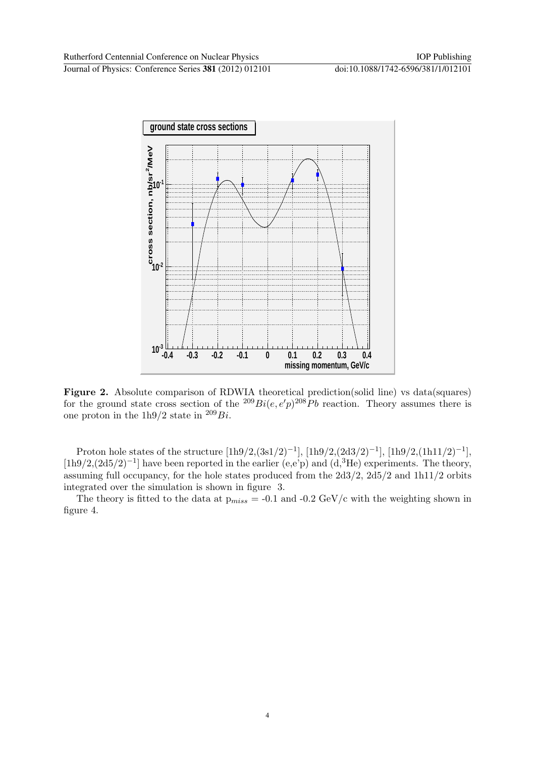**Figure 2.** Absolute comparison of RDWIA theoretical prediction(solid line) vs data(squares) for the ground state cross section of the $^{209}Bi(e, e'p)^{208}Pb$ reaction. Theory assumes there is one proton in the 1h9/2 state in $^{209}Bi$.

Proton hole states of the structure [1h9/2,$(3s1/2)^{-1}$], [1h9/2,$(2d3/2)^{-1}$], [1h9/2,$(1h11/2)^{-1}$], [1h9/2,$(2d5/2)^{-1}$] have been reported in the earlier (e,e'p) and (d,$^3$He) experiments. The theory, assuming full occupancy, for the hole states produced from the 2d3/2, 2d5/2 and 1h11/2 orbits integrated over the simulation is shown in figure 3.

The theory is fitted to the data at $p_{miss}$ = -0.1 and -0.2 GeV/c with the weighting shown in figure 4.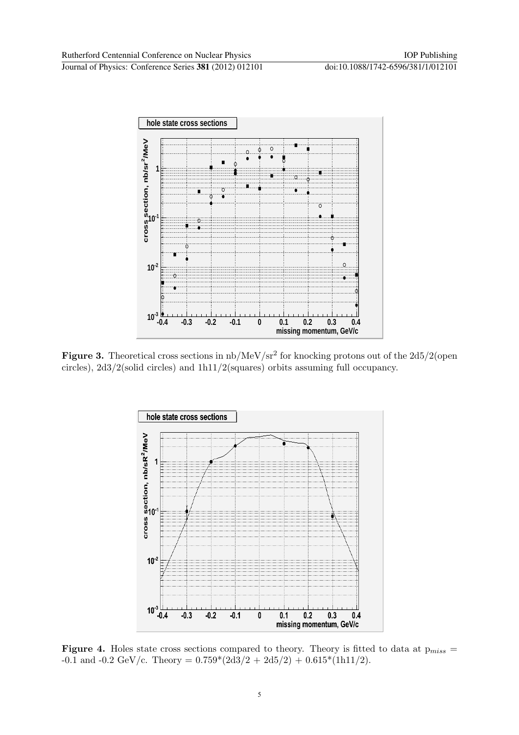**Figure 3.** Theoretical cross sections in nb/MeV/sr$^2$ for knocking protons out of the 2d5/2(open circles), 2d3/2(solid circles) and 1h11/2(squares) orbits assuming full occupancy.

**Figure 4.** Holes state cross sections compared to theory. Theory is fitted to data at $p_{miss}$ = -0.1 and -0.2 GeV/c. Theory = 0.759*(2d3/2 + 2d5/2) + 0.615*(1h11/2).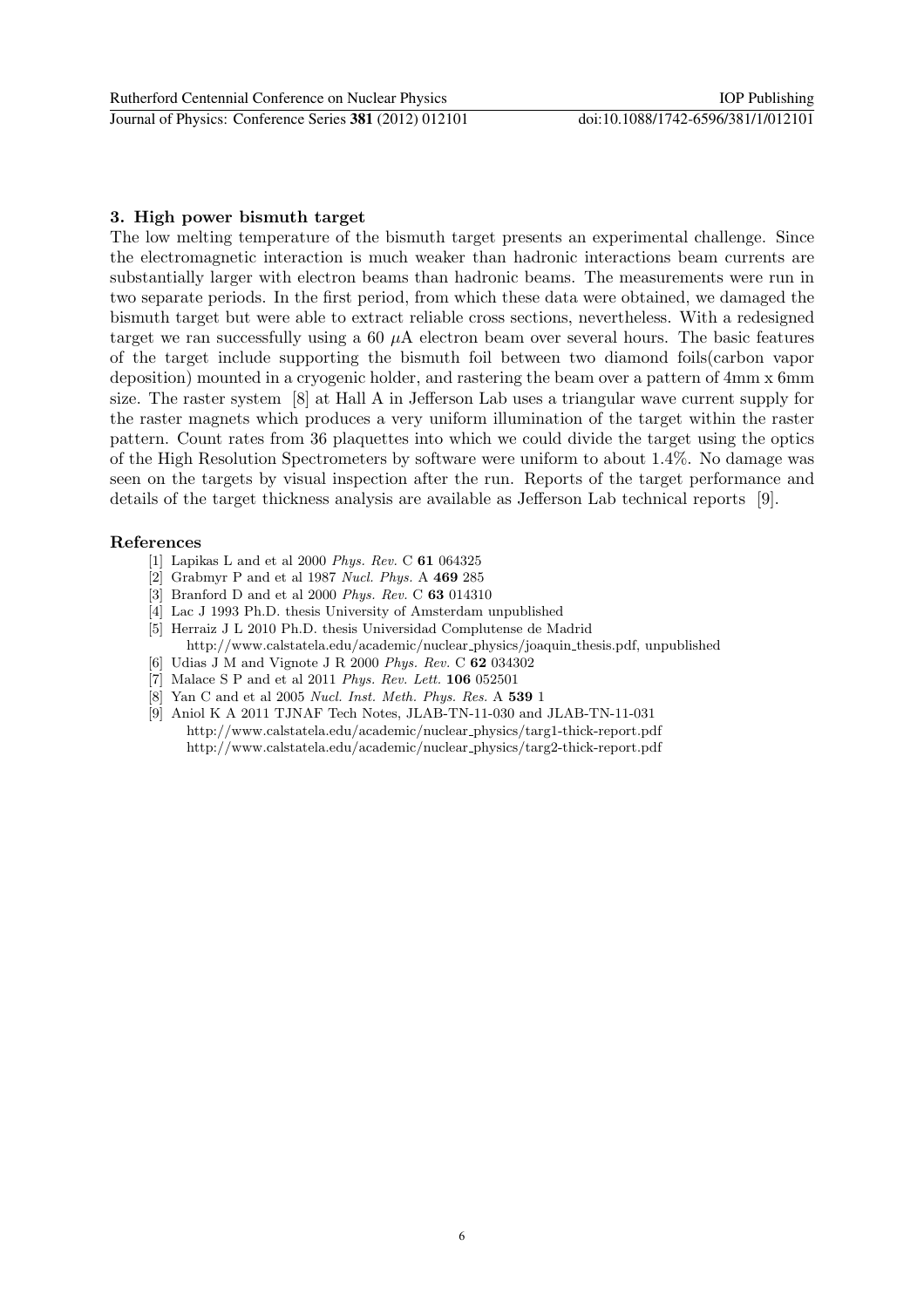## 3. High power bismuth target

The low melting temperature of the bismuth target presents an experimental challenge. Since the electromagnetic interaction is much weaker than hadronic interactions beam currents are substantially larger with electron beams than hadronic beams. The measurements were run in two separate periods. In the first period, from which these data were obtained, we damaged the bismuth target but were able to extract reliable cross sections, nevertheless. With a redesigned target we ran successfully using a 60 $\mu$A electron beam over several hours. The basic features of the target include supporting the bismuth foil between two diamond foils(carbon vapor deposition) mounted in a cryogenic holder, and rastering the beam over a pattern of 4mm x 6mm size. The raster system [8] at Hall A in Jefferson Lab uses a triangular wave current supply for the raster magnets which produces a very uniform illumination of the target within the raster pattern. Count rates from 36 plaquettes into which we could divide the target using the optics of the High Resolution Spectrometers by software were uniform to about 1.4%. No damage was seen on the targets by visual inspection after the run. Reports of the target performance and details of the target thickness analysis are available as Jefferson Lab technical reports [9].

## References

[1] Lapikas L and et al 2000 *Phys. Rev.* C **61** 064325

[2] Grabmyr P and et al 1987 *Nucl. Phys.* A **469** 285

[3] Branford D and et al 2000 *Phys. Rev.* C **63** 014310

[4] Lac J 1993 Ph.D. thesis University of Amsterdam unpublished

[5] Herraiz J L 2010 Ph.D. thesis Universidad Complutense de Madrid http://www.calstatela.edu/academic/nuclear_physics/joaquin_thesis.pdf, unpublished

[6] Udias J M and Vignote J R 2000 *Phys. Rev.* C **62** 034302

[7] Malace S P and et al 2011 *Phys. Rev. Lett.* **106** 052501

[8] Yan C and et al 2005 *Nucl. Inst. Meth. Phys. Res.* A **539** 1

[9] Aniol K A 2011 TJNAF Tech Notes, JLAB-TN-11-030 and JLAB-TN-11-031 http://www.calstatela.edu/academic/nuclear_physics/targ1-thick-report.pdf http://www.calstatela.edu/academic/nuclear_physics/targ2-thick-report.pdf